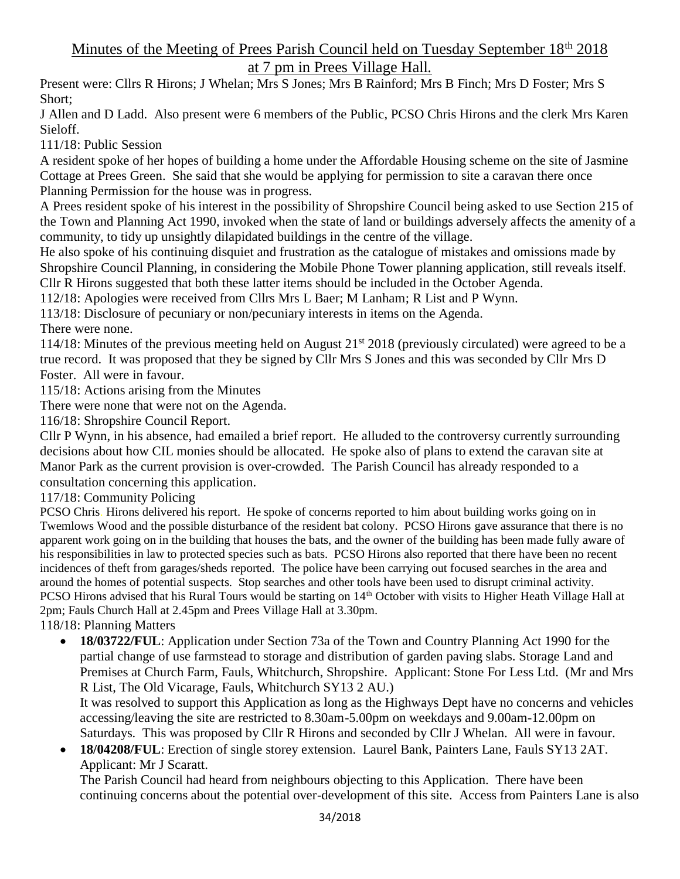# Minutes of the Meeting of Prees Parish Council held on Tuesday September 18th 2018 at 7 pm in Prees Village Hall.

Present were: Cllrs R Hirons; J Whelan; Mrs S Jones; Mrs B Rainford; Mrs B Finch; Mrs D Foster; Mrs S Short;

J Allen and D Ladd. Also present were 6 members of the Public, PCSO Chris Hirons and the clerk Mrs Karen Sieloff.

111/18: Public Session

A resident spoke of her hopes of building a home under the Affordable Housing scheme on the site of Jasmine Cottage at Prees Green. She said that she would be applying for permission to site a caravan there once Planning Permission for the house was in progress.

A Prees resident spoke of his interest in the possibility of Shropshire Council being asked to use Section 215 of the Town and Planning Act 1990, invoked when the state of land or buildings adversely affects the amenity of a community, to tidy up unsightly dilapidated buildings in the centre of the village.

He also spoke of his continuing disquiet and frustration as the catalogue of mistakes and omissions made by Shropshire Council Planning, in considering the Mobile Phone Tower planning application, still reveals itself.

Cllr R Hirons suggested that both these latter items should be included in the October Agenda.

112/18: Apologies were received from Cllrs Mrs L Baer; M Lanham; R List and P Wynn.

113/18: Disclosure of pecuniary or non/pecuniary interests in items on the Agenda.

There were none.

114/18: Minutes of the previous meeting held on August 21st 2018 (previously circulated) were agreed to be a true record. It was proposed that they be signed by Cllr Mrs S Jones and this was seconded by Cllr Mrs D Foster. All were in favour.

115/18: Actions arising from the Minutes

There were none that were not on the Agenda.

116/18: Shropshire Council Report.

Cllr P Wynn, in his absence, had emailed a brief report. He alluded to the controversy currently surrounding decisions about how CIL monies should be allocated. He spoke also of plans to extend the caravan site at Manor Park as the current provision is over-crowded. The Parish Council has already responded to a consultation concerning this application.

117/18: Community Policing

PCSO Chris Hirons delivered his report. He spoke of concerns reported to him about building works going on in Twemlows Wood and the possible disturbance of the resident bat colony. PCSO Hirons gave assurance that there is no apparent work going on in the building that houses the bats, and the owner of the building has been made fully aware of his responsibilities in law to protected species such as bats. PCSO Hirons also reported that there have been no recent incidences of theft from garages/sheds reported. The police have been carrying out focused searches in the area and around the homes of potential suspects. Stop searches and other tools have been used to disrupt criminal activity. PCSO Hirons advised that his Rural Tours would be starting on 14th October with visits to Higher Heath Village Hall at 2pm; Fauls Church Hall at 2.45pm and Prees Village Hall at 3.30pm.

118/18: Planning Matters

- **18/03722/FUL**: Application under Section 73a of the Town and Country Planning Act 1990 for the partial change of use farmstead to storage and distribution of garden paving slabs. Storage Land and Premises at Church Farm, Fauls, Whitchurch, Shropshire. Applicant: Stone For Less Ltd. (Mr and Mrs R List, The Old Vicarage, Fauls, Whitchurch SY13 2 AU.)

  It was resolved to support this Application as long as the Highways Dept have no concerns and vehicles accessing/leaving the site are restricted to 8.30am-5.00pm on weekdays and 9.00am-12.00pm on Saturdays. This was proposed by Cllr R Hirons and seconded by Cllr J Whelan. All were in favour.
- **18/04208/FUL**: Erection of single storey extension. Laurel Bank, Painters Lane, Fauls SY13 2AT. Applicant: Mr J Scaratt.

  The Parish Council had heard from neighbours objecting to this Application. There have been continuing concerns about the potential over-development of this site. Access from Painters Lane is also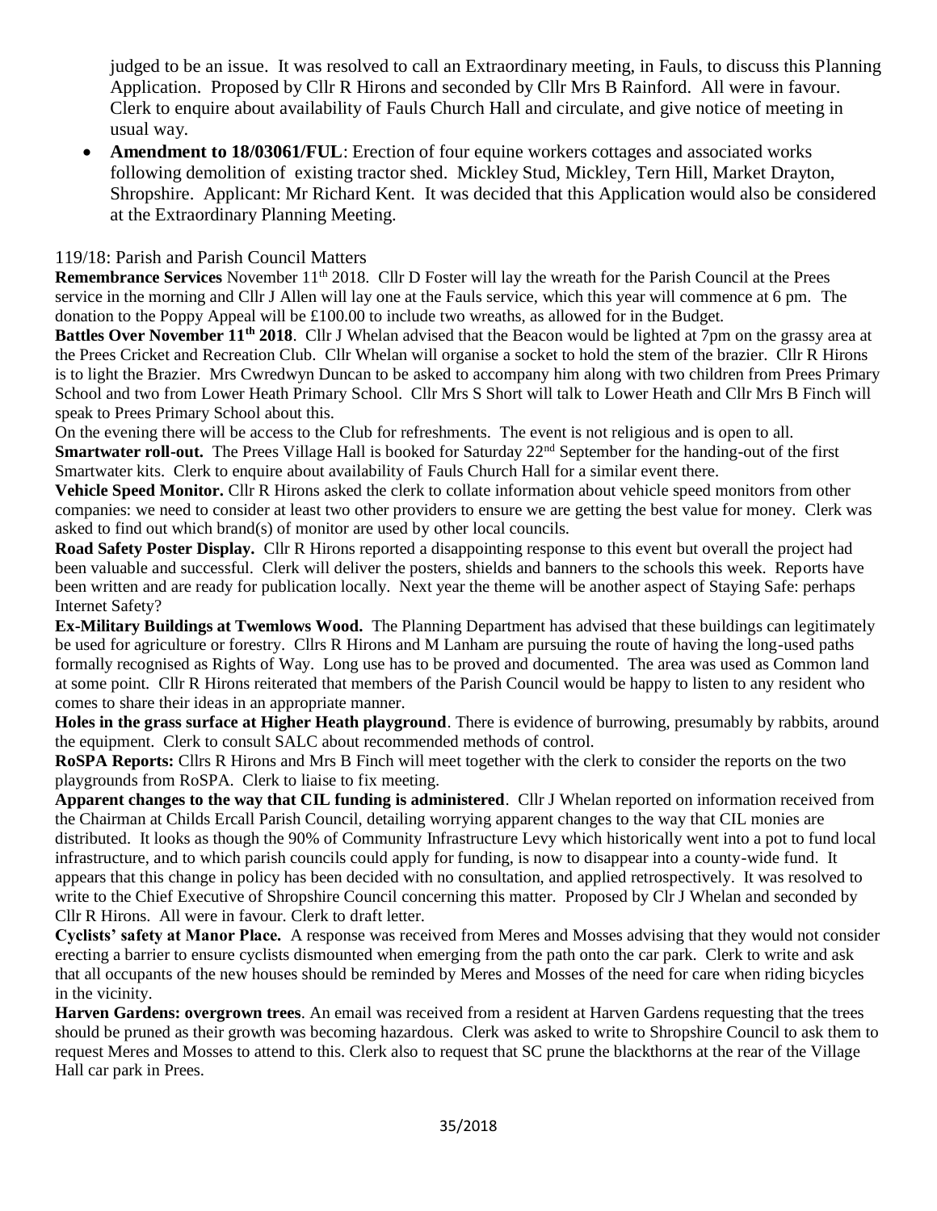judged to be an issue. It was resolved to call an Extraordinary meeting, in Fauls, to discuss this Planning Application. Proposed by Cllr R Hirons and seconded by Cllr Mrs B Rainford. All were in favour. Clerk to enquire about availability of Fauls Church Hall and circulate, and give notice of meeting in usual way.

- **Amendment to 18/03061/FUL**: Erection of four equine workers cottages and associated works following demolition of existing tractor shed. Mickley Stud, Mickley, Tern Hill, Market Drayton, Shropshire. Applicant: Mr Richard Kent. It was decided that this Application would also be considered at the Extraordinary Planning Meeting.

119/18: Parish and Parish Council Matters

**Remembrance Services** November 11th 2018. Cllr D Foster will lay the wreath for the Parish Council at the Prees service in the morning and Cllr J Allen will lay one at the Fauls service, which this year will commence at 6 pm. The donation to the Poppy Appeal will be £100.00 to include two wreaths, as allowed for in the Budget.

**Battles Over November 11th 2018**. Cllr J Whelan advised that the Beacon would be lighted at 7pm on the grassy area at the Prees Cricket and Recreation Club. Cllr Whelan will organise a socket to hold the stem of the brazier. Cllr R Hirons is to light the Brazier. Mrs Cwredwyn Duncan to be asked to accompany him along with two children from Prees Primary School and two from Lower Heath Primary School. Cllr Mrs S Short will talk to Lower Heath and Cllr Mrs B Finch will speak to Prees Primary School about this.

On the evening there will be access to the Club for refreshments. The event is not religious and is open to all.

**Smartwater roll-out.** The Prees Village Hall is booked for Saturday 22nd September for the handing-out of the first Smartwater kits. Clerk to enquire about availability of Fauls Church Hall for a similar event there.

**Vehicle Speed Monitor.** Cllr R Hirons asked the clerk to collate information about vehicle speed monitors from other companies: we need to consider at least two other providers to ensure we are getting the best value for money. Clerk was asked to find out which brand(s) of monitor are used by other local councils.

**Road Safety Poster Display.** Cllr R Hirons reported a disappointing response to this event but overall the project had been valuable and successful. Clerk will deliver the posters, shields and banners to the schools this week. Reports have been written and are ready for publication locally. Next year the theme will be another aspect of Staying Safe: perhaps Internet Safety?

**Ex-Military Buildings at Twemlows Wood.** The Planning Department has advised that these buildings can legitimately be used for agriculture or forestry. Cllrs R Hirons and M Lanham are pursuing the route of having the long-used paths formally recognised as Rights of Way. Long use has to be proved and documented. The area was used as Common land at some point. Cllr R Hirons reiterated that members of the Parish Council would be happy to listen to any resident who comes to share their ideas in an appropriate manner.

**Holes in the grass surface at Higher Heath playground**. There is evidence of burrowing, presumably by rabbits, around the equipment. Clerk to consult SALC about recommended methods of control.

**RoSPA Reports:** Cllrs R Hirons and Mrs B Finch will meet together with the clerk to consider the reports on the two playgrounds from RoSPA. Clerk to liaise to fix meeting.

**Apparent changes to the way that CIL funding is administered**. Cllr J Whelan reported on information received from the Chairman at Childs Ercall Parish Council, detailing worrying apparent changes to the way that CIL monies are distributed. It looks as though the 90% of Community Infrastructure Levy which historically went into a pot to fund local infrastructure, and to which parish councils could apply for funding, is now to disappear into a county-wide fund. It appears that this change in policy has been decided with no consultation, and applied retrospectively. It was resolved to write to the Chief Executive of Shropshire Council concerning this matter. Proposed by Clr J Whelan and seconded by Cllr R Hirons. All were in favour. Clerk to draft letter.

**Cyclists' safety at Manor Place.** A response was received from Meres and Mosses advising that they would not consider erecting a barrier to ensure cyclists dismounted when emerging from the path onto the car park. Clerk to write and ask that all occupants of the new houses should be reminded by Meres and Mosses of the need for care when riding bicycles in the vicinity.

**Harven Gardens: overgrown trees**. An email was received from a resident at Harven Gardens requesting that the trees should be pruned as their growth was becoming hazardous. Clerk was asked to write to Shropshire Council to ask them to request Meres and Mosses to attend to this. Clerk also to request that SC prune the blackthorns at the rear of the Village Hall car park in Prees.

35/2018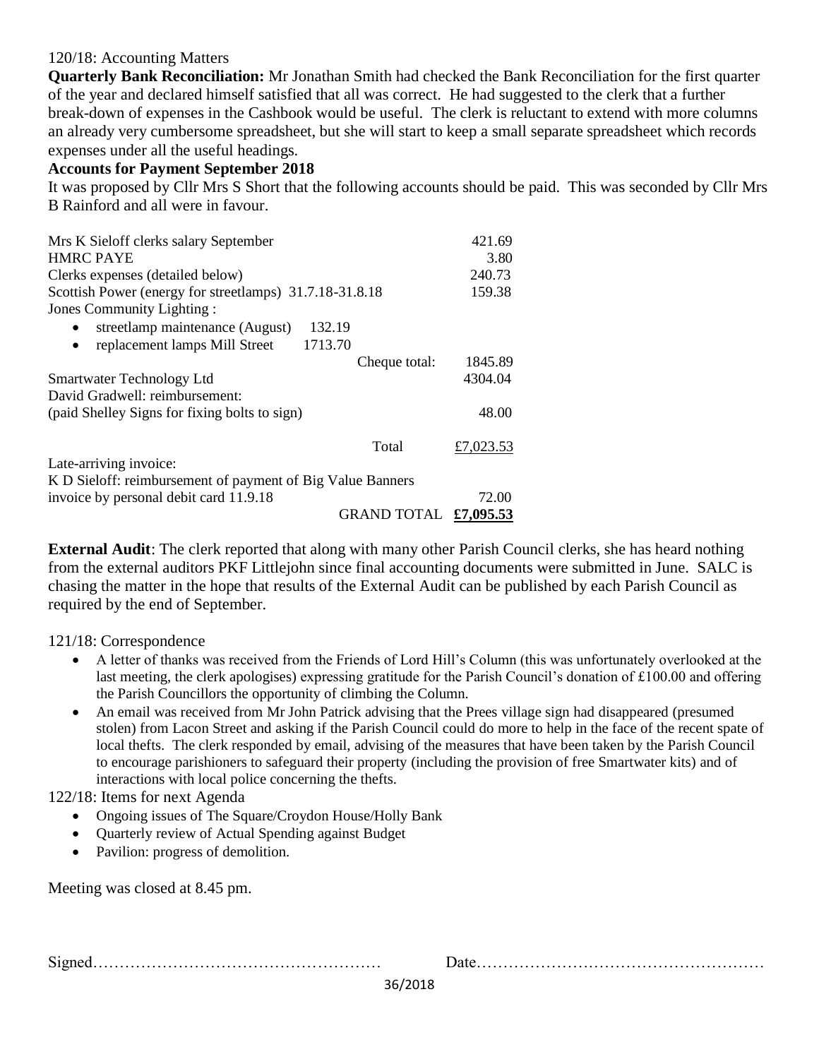120/18: Accounting Matters

**Quarterly Bank Reconciliation:** Mr Jonathan Smith had checked the Bank Reconciliation for the first quarter of the year and declared himself satisfied that all was correct. He had suggested to the clerk that a further break-down of expenses in the Cashbook would be useful. The clerk is reluctant to extend with more columns an already very cumbersome spreadsheet, but she will start to keep a small separate spreadsheet which records expenses under all the useful headings.

**Accounts for Payment September 2018**

It was proposed by Cllr Mrs S Short that the following accounts should be paid. This was seconded by Cllr Mrs B Rainford and all were in favour.

| | | |
|---|---|---|
| Mrs K Sieloff clerks salary September | | 421.69 |
| HMRC PAYE | | 3.80 |
| Clerks expenses (detailed below) | | 240.73 |
| Scottish Power (energy for streetlamps) 31.7.18-31.8.18 | | 159.38 |
| Jones Community Lighting : | | |
| • streetlamp maintenance (August) | 132.19 | |
| • replacement lamps Mill Street | 1713.70 | |
| Cheque total: | | 1845.89 |
| Smartwater Technology Ltd | | 4304.04 |
| David Gradwell: reimbursement: (paid Shelley Signs for fixing bolts to sign) | | 48.00 |
| Total | | £7,023.53 |
| Late-arriving invoice: K D Sieloff: reimbursement of payment of Big Value Banners invoice by personal debit card 11.9.18 | | 72.00 |
| GRAND TOTAL | | **£7,095.53** |

**External Audit**: The clerk reported that along with many other Parish Council clerks, she has heard nothing from the external auditors PKF Littlejohn since final accounting documents were submitted in June. SALC is chasing the matter in the hope that results of the External Audit can be published by each Parish Council as required by the end of September.

121/18: Correspondence

- A letter of thanks was received from the Friends of Lord Hill's Column (this was unfortunately overlooked at the last meeting, the clerk apologises) expressing gratitude for the Parish Council's donation of £100.00 and offering the Parish Councillors the opportunity of climbing the Column.
- An email was received from Mr John Patrick advising that the Prees village sign had disappeared (presumed stolen) from Lacon Street and asking if the Parish Council could do more to help in the face of the recent spate of local thefts. The clerk responded by email, advising of the measures that have been taken by the Parish Council to encourage parishioners to safeguard their property (including the provision of free Smartwater kits) and of interactions with local police concerning the thefts.

122/18: Items for next Agenda

- Ongoing issues of The Square/Croydon House/Holly Bank
- Quarterly review of Actual Spending against Budget
- Pavilion: progress of demolition.

Meeting was closed at 8.45 pm.

Signed……………………………………………… Date………………………………………………

36/2018